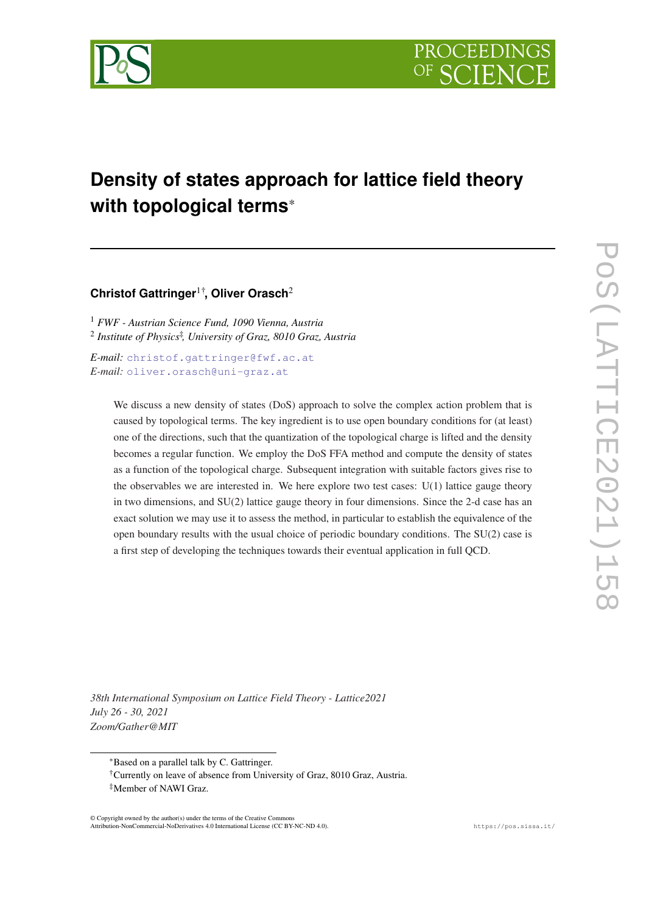# Density of states approach for lattice field theory with topological terms*

**Christof Gattringer[1]†, Oliver Orasch[2]**

[1] *FWF - Austrian Science Fund, 1090 Vienna, Austria*
[2] *Institute of Physics‡, University of Graz, 8010 Graz, Austria*

*E-mail:* christof.gattringer@fwf.ac.at
*E-mail:* oliver.orasch@uni-graz.at

We discuss a new density of states (DoS) approach to solve the complex action problem that is caused by topological terms. The key ingredient is to use open boundary conditions for (at least) one of the directions, such that the quantization of the topological charge is lifted and the density becomes a regular function. We employ the DoS FFA method and compute the density of states as a function of the topological charge. Subsequent integration with suitable factors gives rise to the observables we are interested in. We here explore two test cases: U(1) lattice gauge theory in two dimensions, and SU(2) lattice gauge theory in four dimensions. Since the 2-d case has an exact solution we may use it to assess the method, in particular to establish the equivalence of the open boundary results with the usual choice of periodic boundary conditions. The SU(2) case is a first step of developing the techniques towards their eventual application in full QCD.

*38th International Symposium on Lattice Field Theory - Lattice2021*
*July 26 - 30, 2021*
*Zoom/Gather@MIT*

---

*Based on a parallel talk by C. Gattringer.
†Currently on leave of absence from University of Graz, 8010 Graz, Austria.
‡Member of NAWI Graz.

© Copyright owned by the author(s) under the terms of the Creative Commons Attribution-NonCommercial-NoDerivatives 4.0 International License (CC BY-NC-ND 4.0).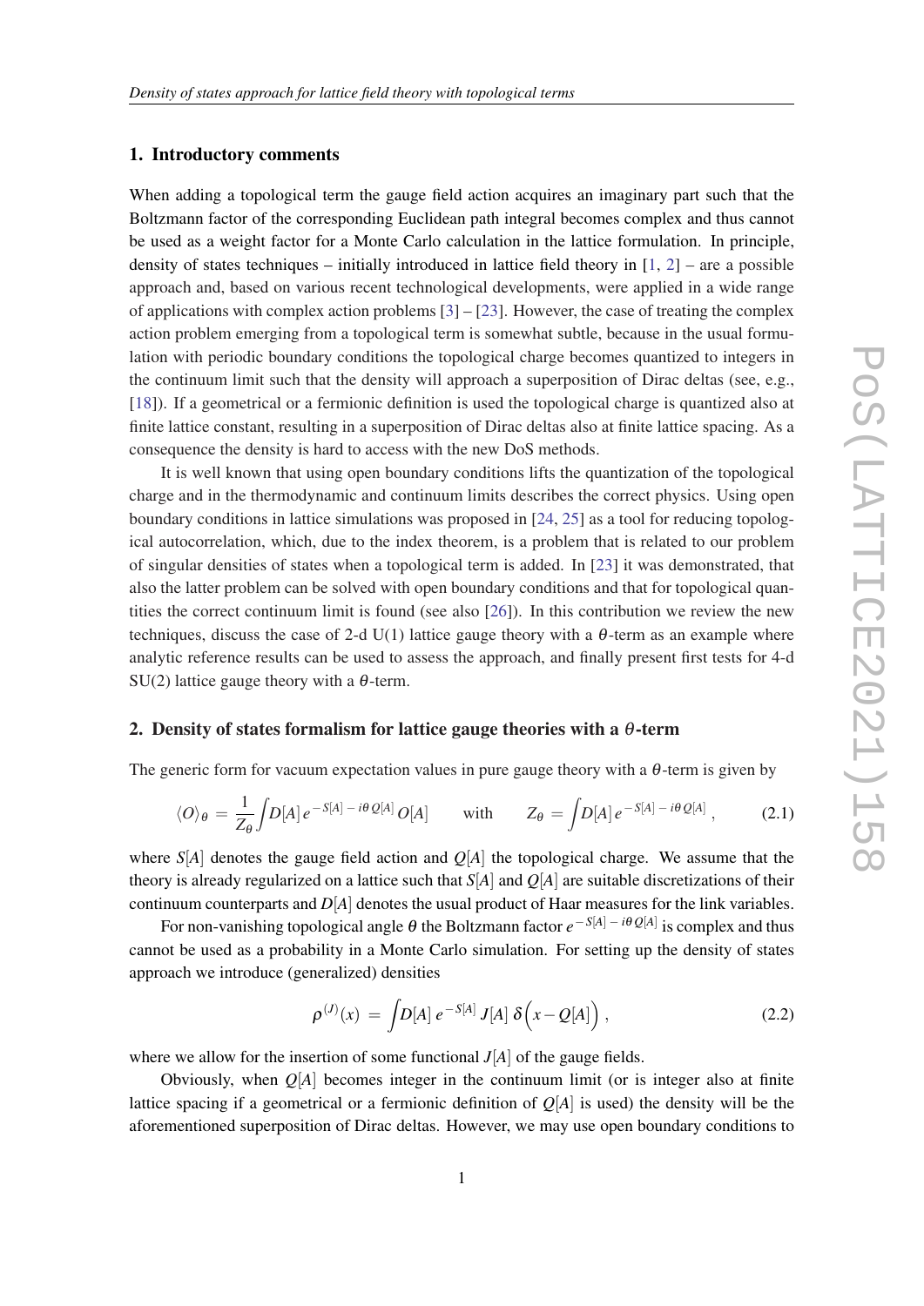## 1. Introductory comments

When adding a topological term the gauge field action acquires an imaginary part such that the Boltzmann factor of the corresponding Euclidean path integral becomes complex and thus cannot be used as a weight factor for a Monte Carlo calculation in the lattice formulation. In principle, density of states techniques – initially introduced in lattice field theory in [1, 2] – are a possible approach and, based on various recent technological developments, were applied in a wide range of applications with complex action problems [3] – [23]. However, the case of treating the complex action problem emerging from a topological term is somewhat subtle, because in the usual formulation with periodic boundary conditions the topological charge becomes quantized to integers in the continuum limit such that the density will approach a superposition of Dirac deltas (see, e.g., [18]). If a geometrical or a fermionic definition is used the topological charge is quantized also at finite lattice constant, resulting in a superposition of Dirac deltas also at finite lattice spacing. As a consequence the density is hard to access with the new DoS methods.

It is well known that using open boundary conditions lifts the quantization of the topological charge and in the thermodynamic and continuum limits describes the correct physics. Using open boundary conditions in lattice simulations was proposed in [24, 25] as a tool for reducing topological autocorrelation, which, due to the index theorem, is a problem that is related to our problem of singular densities of states when a topological term is added. In [23] it was demonstrated, that also the latter problem can be solved with open boundary conditions and that for topological quantities the correct continuum limit is found (see also [26]). In this contribution we review the new techniques, discuss the case of 2-d U(1) lattice gauge theory with a $\theta$-term as an example where analytic reference results can be used to assess the approach, and finally present first tests for 4-d SU(2) lattice gauge theory with a $\theta$-term.

## 2. Density of states formalism for lattice gauge theories with a $\theta$-term

The generic form for vacuum expectation values in pure gauge theory with a $\theta$-term is given by

$$\langle O \rangle_\theta \, = \, \frac{1}{Z_\theta} \int D[A] \, e^{-S[A] \, - \, i\theta \, Q[A]} \, O[A] \qquad \text{with} \qquad Z_\theta \, = \int D[A] \, e^{-S[A] \, - \, i\theta \, Q[A]} \, , \tag{2.1}$$

where $S[A]$ denotes the gauge field action and $Q[A]$ the topological charge. We assume that the theory is already regularized on a lattice such that $S[A]$ and $Q[A]$ are suitable discretizations of their continuum counterparts and $D[A]$ denotes the usual product of Haar measures for the link variables.

For non-vanishing topological angle $\theta$ the Boltzmann factor $e^{-S[A] \, - \, i\theta \, Q[A]}$ is complex and thus cannot be used as a probability in a Monte Carlo simulation. For setting up the density of states approach we introduce (generalized) densities

$$\rho^{(J)}(x) \, = \int D[A] \, e^{-S[A]} \, J[A] \, \delta\Big(x - Q[A]\Big) \, , \tag{2.2}$$

where we allow for the insertion of some functional $J[A]$ of the gauge fields.

Obviously, when $Q[A]$ becomes integer in the continuum limit (or is integer also at finite lattice spacing if a geometrical or a fermionic definition of $Q[A]$ is used) the density will be the aforementioned superposition of Dirac deltas. However, we may use open boundary conditions to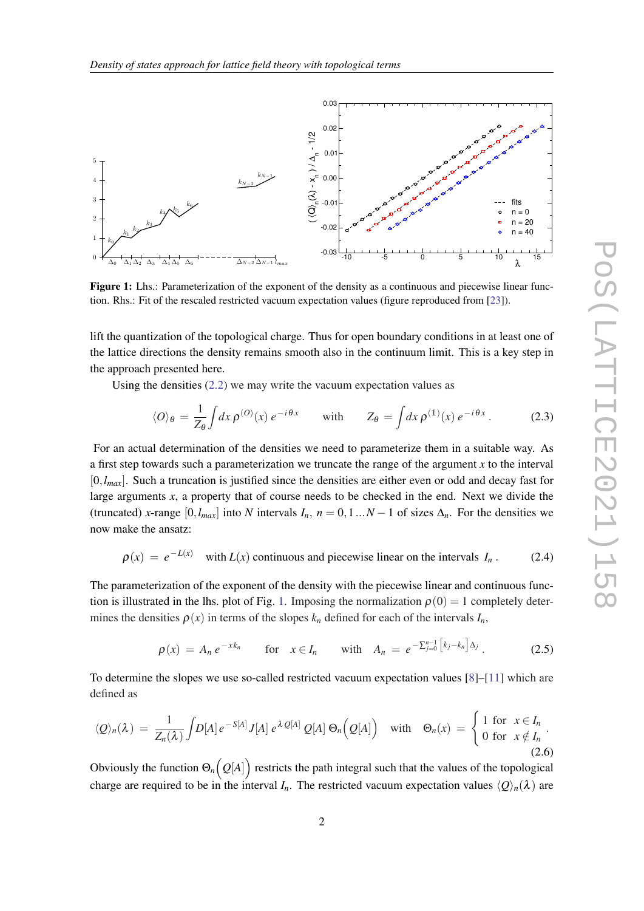**Figure 1:** Lhs.: Parameterization of the exponent of the density as a continuous and piecewise linear function. Rhs.: Fit of the rescaled restricted vacuum expectation values (figure reproduced from [23]).

lift the quantization of the topological charge. Thus for open boundary conditions in at least one of the lattice directions the density remains smooth also in the continuum limit. This is a key step in the approach presented here.

Using the densities (2.2) we may write the vacuum expectation values as

$$\langle O \rangle_\theta \; = \; \frac{1}{Z_\theta} \int dx \, \rho^{(O)}(x) \, e^{-i\theta x} \qquad \text{with} \qquad Z_\theta \; = \; \int dx \, \rho^{(1\!\!1)}(x) \, e^{-i\theta x} \, . \tag{2.3}$$

For an actual determination of the densities we need to parameterize them in a suitable way. As a first step towards such a parameterization we truncate the range of the argument $x$ to the interval $[0, l_{max}]$. Such a truncation is justified since the densities are either even or odd and decay fast for large arguments $x$, a property that of course needs to be checked in the end. Next we divide the (truncated) $x$-range $[0, l_{max}]$ into $N$ intervals $I_n$, $n = 0, 1 \ldots N-1$ of sizes $\Delta_n$. For the densities we now make the ansatz:

$$\rho(x) \; = \; e^{-L(x)} \quad \text{with } L(x) \text{ continuous and piecewise linear on the intervals } I_n \, . \tag{2.4}$$

The parameterization of the exponent of the density with the piecewise linear and continuous function is illustrated in the lhs. plot of Fig. 1. Imposing the normalization $\rho(0) = 1$ completely determines the densities $\rho(x)$ in terms of the slopes $k_n$ defined for each of the intervals $I_n$,

$$\rho(x) \; = \; A_n \, e^{-x k_n} \qquad \text{for} \quad x \in I_n \qquad \text{with} \quad A_n \; = \; e^{-\sum_{j=0}^{n-1} \left[ k_j - k_n \right] \Delta_j} \, . \tag{2.5}$$

To determine the slopes we use so-called restricted vacuum expectation values [8]–[11] which are defined as

$$\langle Q \rangle_n(\lambda) \; = \; \frac{1}{Z_n(\lambda)} \int D[A] \, e^{-S[A]} \, J[A] \, e^{\lambda \, Q[A]} \, Q[A] \; \Theta_n\Big(Q[A]\Big) \quad \text{with} \quad \Theta_n(x) \; = \; \begin{cases} 1 \text{ for } & x \in I_n \\ 0 \text{ for } & x \notin I_n \end{cases} . \tag{2.6}$$

Obviously the function $\Theta_n\Big(Q[A]\Big)$ restricts the path integral such that the values of the topological charge are required to be in the interval $I_n$. The restricted vacuum expectation values $\langle Q \rangle_n(\lambda)$ are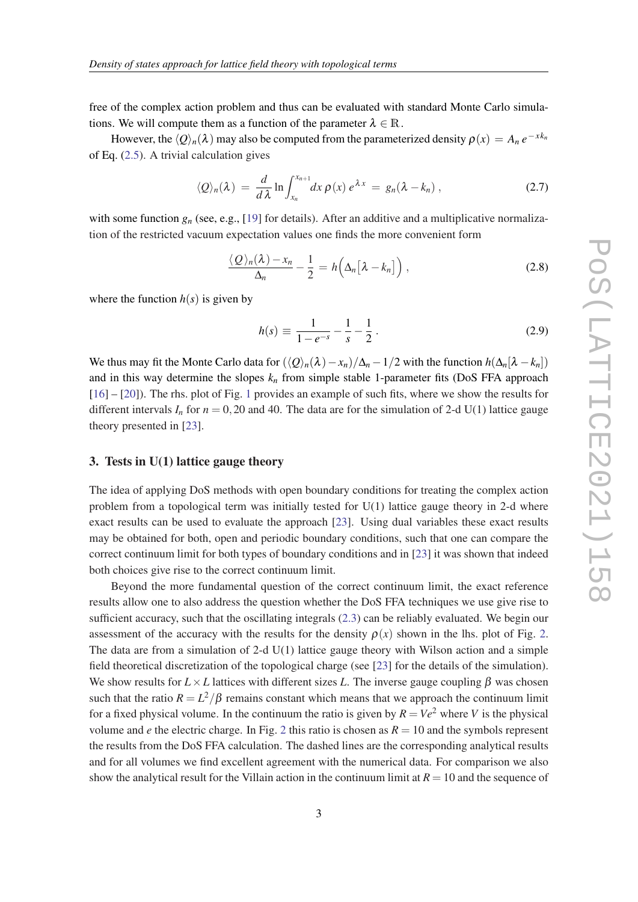free of the complex action problem and thus can be evaluated with standard Monte Carlo simulations. We will compute them as a function of the parameter $\lambda \in \mathbb{R}$.

However, the $\langle Q \rangle_n(\lambda)$ may also be computed from the parameterized density $\rho(x) = A_n \, e^{-x k_n}$ of Eq. (2.5). A trivial calculation gives

$$\langle Q \rangle_n(\lambda) \;=\; \frac{d}{d\lambda} \ln \int_{x_n}^{x_{n+1}} dx \, \rho(x) \, e^{\lambda x} \;=\; g_n(\lambda - k_n) \; , \tag{2.7}$$

with some function $g_n$ (see, e.g., [19] for details). After an additive and a multiplicative normalization of the restricted vacuum expectation values one finds the more convenient form

$$\frac{\langle Q \rangle_n(\lambda) - x_n}{\Delta_n} - \frac{1}{2} = h\Big(\Delta_n \big[\lambda - k_n\big]\Big) \; , \tag{2.8}$$

where the function $h(s)$ is given by

$$h(s) \;\equiv\; \frac{1}{1 - e^{-s}} - \frac{1}{s} - \frac{1}{2} \; . \tag{2.9}$$

We thus may fit the Monte Carlo data for $(\langle Q \rangle_n(\lambda) - x_n)/\Delta_n - 1/2$ with the function $h(\Delta_n[\lambda - k_n])$ and in this way determine the slopes $k_n$ from simple stable 1-parameter fits (DoS FFA approach [16] – [20]). The rhs. plot of Fig. 1 provides an example of such fits, where we show the results for different intervals $I_n$ for $n = 0, 20$ and $40$. The data are for the simulation of 2-d U(1) lattice gauge theory presented in [23].

## 3. Tests in U(1) lattice gauge theory

The idea of applying DoS methods with open boundary conditions for treating the complex action problem from a topological term was initially tested for U(1) lattice gauge theory in 2-d where exact results can be used to evaluate the approach [23]. Using dual variables these exact results may be obtained for both, open and periodic boundary conditions, such that one can compare the correct continuum limit for both types of boundary conditions and in [23] it was shown that indeed both choices give rise to the correct continuum limit.

Beyond the more fundamental question of the correct continuum limit, the exact reference results allow one to also address the question whether the DoS FFA techniques we use give rise to sufficient accuracy, such that the oscillating integrals (2.3) can be reliably evaluated. We begin our assessment of the accuracy with the results for the density $\rho(x)$ shown in the lhs. plot of Fig. 2. The data are from a simulation of 2-d U(1) lattice gauge theory with Wilson action and a simple field theoretical discretization of the topological charge (see [23] for the details of the simulation). We show results for $L \times L$ lattices with different sizes $L$. The inverse gauge coupling $\beta$ was chosen such that the ratio $R = L^2/\beta$ remains constant which means that we approach the continuum limit for a fixed physical volume. In the continuum the ratio is given by $R = Ve^2$ where $V$ is the physical volume and $e$ the electric charge. In Fig. 2 this ratio is chosen as $R = 10$ and the symbols represent the results from the DoS FFA calculation. The dashed lines are the corresponding analytical results and for all volumes we find excellent agreement with the numerical data. For comparison we also show the analytical result for the Villain action in the continuum limit at $R = 10$ and the sequence of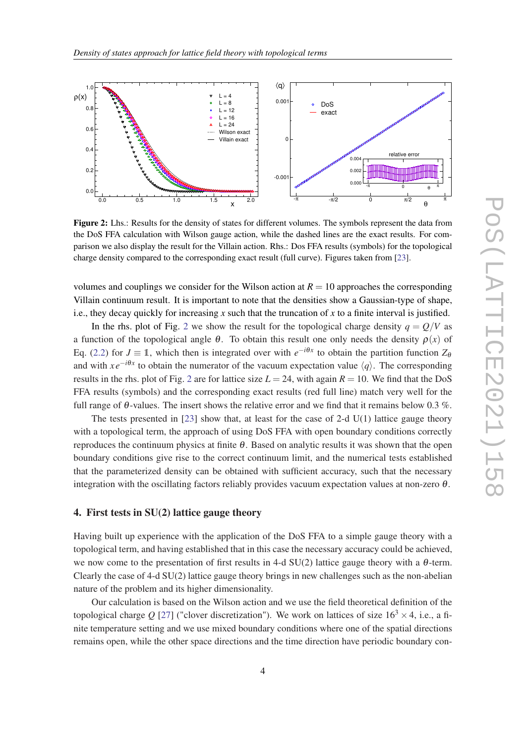**Figure 2:** Lhs.: Results for the density of states for different volumes. The symbols represent the data from the DoS FFA calculation with Wilson gauge action, while the dashed lines are the exact results. For comparison we also display the result for the Villain action. Rhs.: Dos FFA results (symbols) for the topological charge density compared to the corresponding exact result (full curve). Figures taken from [23].

volumes and couplings we consider for the Wilson action at $R = 10$ approaches the corresponding Villain continuum result. It is important to note that the densities show a Gaussian-type of shape, i.e., they decay quickly for increasing $x$ such that the truncation of $x$ to a finite interval is justified.

In the rhs. plot of Fig. 2 we show the result for the topological charge density $q = Q/V$ as a function of the topological angle $\theta$. To obtain this result one only needs the density $\rho(x)$ of Eq. (2.2) for $J \equiv \mathbb{1}$, which then is integrated over with $e^{-i\theta x}$ to obtain the partition function $Z_\theta$ and with $x\,e^{-i\theta x}$ to obtain the numerator of the vacuum expectation value $\langle q \rangle$. The corresponding results in the rhs. plot of Fig. 2 are for lattice size $L = 24$, with again $R = 10$. We find that the DoS FFA results (symbols) and the corresponding exact results (red full line) match very well for the full range of $\theta$-values. The insert shows the relative error and we find that it remains below 0.3 %.

The tests presented in [23] show that, at least for the case of 2-d U(1) lattice gauge theory with a topological term, the approach of using DoS FFA with open boundary conditions correctly reproduces the continuum physics at finite $\theta$. Based on analytic results it was shown that the open boundary conditions give rise to the correct continuum limit, and the numerical tests established that the parameterized density can be obtained with sufficient accuracy, such that the necessary integration with the oscillating factors reliably provides vacuum expectation values at non-zero $\theta$.

## 4. First tests in SU(2) lattice gauge theory

Having built up experience with the application of the DoS FFA to a simple gauge theory with a topological term, and having established that in this case the necessary accuracy could be achieved, we now come to the presentation of first results in 4-d SU(2) lattice gauge theory with a $\theta$-term. Clearly the case of 4-d SU(2) lattice gauge theory brings in new challenges such as the non-abelian nature of the problem and its higher dimensionality.

Our calculation is based on the Wilson action and we use the field theoretical definition of the topological charge $Q$ [27] ("clover discretization"). We work on lattices of size $16^3 \times 4$, i.e., a finite temperature setting and we use mixed boundary conditions where one of the spatial directions remains open, while the other space directions and the time direction have periodic boundary con-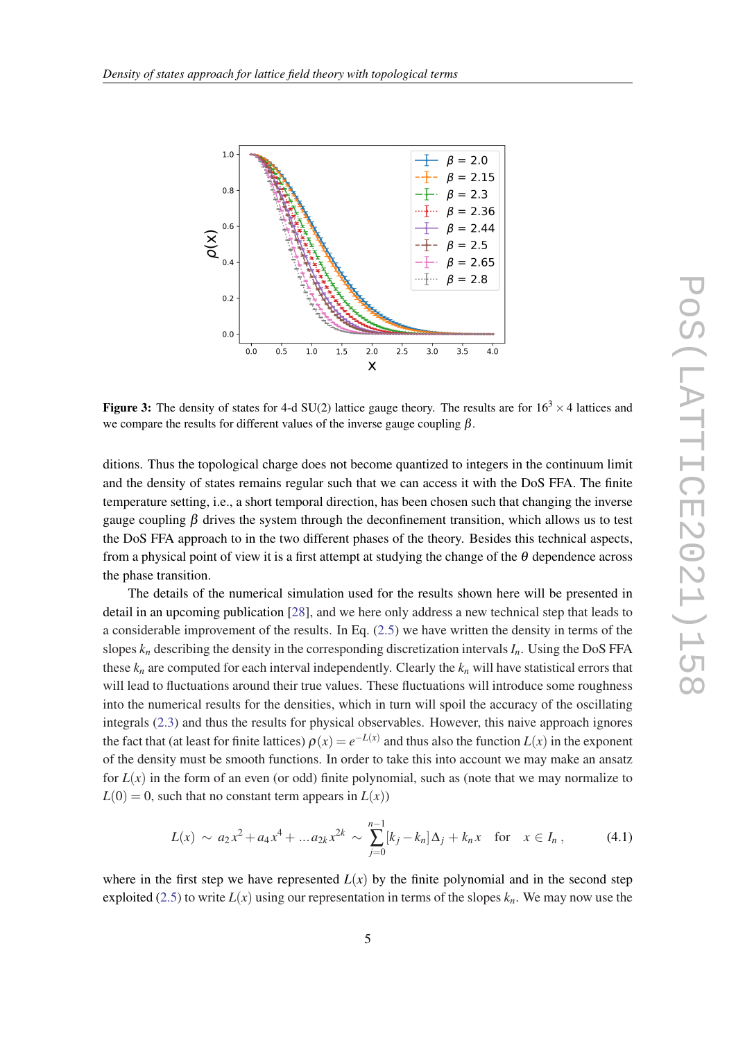**Figure 3:** The density of states for 4-d SU(2) lattice gauge theory. The results are for $16^3 \times 4$ lattices and we compare the results for different values of the inverse gauge coupling $\beta$.

ditions. Thus the topological charge does not become quantized to integers in the continuum limit and the density of states remains regular such that we can access it with the DoS FFA. The finite temperature setting, i.e., a short temporal direction, has been chosen such that changing the inverse gauge coupling $\beta$ drives the system through the deconfinement transition, which allows us to test the DoS FFA approach to in the two different phases of the theory. Besides this technical aspects, from a physical point of view it is a first attempt at studying the change of the $\theta$ dependence across the phase transition.

The details of the numerical simulation used for the results shown here will be presented in detail in an upcoming publication [28], and we here only address a new technical step that leads to a considerable improvement of the results. In Eq. (2.5) we have written the density in terms of the slopes $k_n$ describing the density in the corresponding discretization intervals $I_n$. Using the DoS FFA these $k_n$ are computed for each interval independently. Clearly the $k_n$ will have statistical errors that will lead to fluctuations around their true values. These fluctuations will introduce some roughness into the numerical results for the densities, which in turn will spoil the accuracy of the oscillating integrals (2.3) and thus the results for physical observables. However, this naive approach ignores the fact that (at least for finite lattices) $\rho(x) = e^{-L(x)}$ and thus also the function $L(x)$ in the exponent of the density must be smooth functions. In order to take this into account we may make an ansatz for $L(x)$ in the form of an even (or odd) finite polynomial, such as (note that we may normalize to $L(0) = 0$, such that no constant term appears in $L(x)$)

$$L(x) \sim a_2 x^2 + a_4 x^4 + \ldots a_{2k} x^{2k} \sim \sum_{j=0}^{n-1} [k_j - k_n] \Delta_j + k_n x \quad \text{for} \quad x \in I_n \,, \tag{4.1}$$

where in the first step we have represented $L(x)$ by the finite polynomial and in the second step exploited (2.5) to write $L(x)$ using our representation in terms of the slopes $k_n$. We may now use the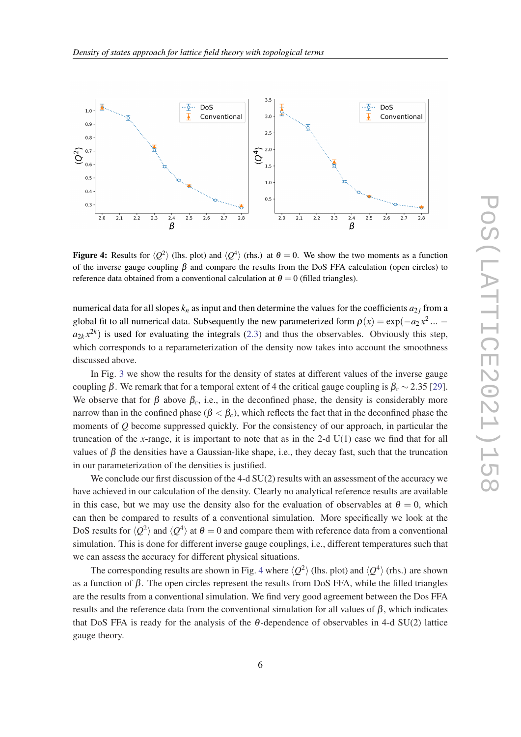**Figure 4:** Results for $\langle Q^2 \rangle$ (lhs. plot) and $\langle Q^4 \rangle$ (rhs.) at $\theta = 0$. We show the two moments as a function of the inverse gauge coupling $\beta$ and compare the results from the DoS FFA calculation (open circles) to reference data obtained from a conventional calculation at $\theta = 0$ (filled triangles).

numerical data for all slopes $k_n$ as input and then determine the values for the coefficients $a_{2j}$ from a global fit to all numerical data. Subsequently the new parameterized form $\rho(x) = \exp(-a_2 x^2 \ldots - a_{2k} x^{2k})$ is used for evaluating the integrals (2.3) and thus the observables. Obviously this step, which corresponds to a reparameterization of the density now takes into account the smoothness discussed above.

In Fig. 3 we show the results for the density of states at different values of the inverse gauge coupling $\beta$. We remark that for a temporal extent of 4 the critical gauge coupling is $\beta_c \sim 2.35$ [29]. We observe that for $\beta$ above $\beta_c$, i.e., in the deconfined phase, the density is considerably more narrow than in the confined phase ($\beta < \beta_c$), which reflects the fact that in the deconfined phase the moments of $Q$ become suppressed quickly. For the consistency of our approach, in particular the truncation of the $x$-range, it is important to note that as in the 2-d U(1) case we find that for all values of $\beta$ the densities have a Gaussian-like shape, i.e., they decay fast, such that the truncation in our parameterization of the densities is justified.

We conclude our first discussion of the 4-d SU(2) results with an assessment of the accuracy we have achieved in our calculation of the density. Clearly no analytical reference results are available in this case, but we may use the density also for the evaluation of observables at $\theta = 0$, which can then be compared to results of a conventional simulation. More specifically we look at the DoS results for $\langle Q^2 \rangle$ and $\langle Q^4 \rangle$ at $\theta = 0$ and compare them with reference data from a conventional simulation. This is done for different inverse gauge couplings, i.e., different temperatures such that we can assess the accuracy for different physical situations.

The corresponding results are shown in Fig. 4 where $\langle Q^2 \rangle$ (lhs. plot) and $\langle Q^4 \rangle$ (rhs.) are shown as a function of $\beta$. The open circles represent the results from DoS FFA, while the filled triangles are the results from a conventional simulation. We find very good agreement between the Dos FFA results and the reference data from the conventional simulation for all values of $\beta$, which indicates that DoS FFA is ready for the analysis of the $\theta$-dependence of observables in 4-d SU(2) lattice gauge theory.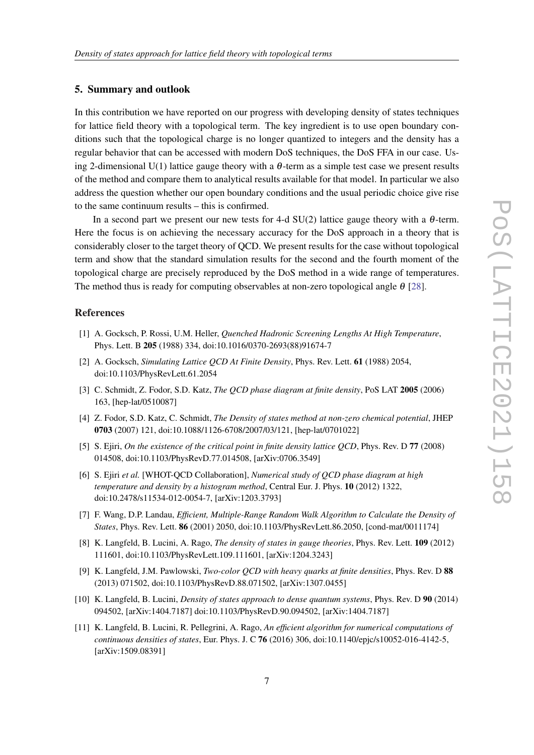## 5. Summary and outlook

In this contribution we have reported on our progress with developing density of states techniques for lattice field theory with a topological term. The key ingredient is to use open boundary conditions such that the topological charge is no longer quantized to integers and the density has a regular behavior that can be accessed with modern DoS techniques, the DoS FFA in our case. Using 2-dimensional U(1) lattice gauge theory with a $\theta$-term as a simple test case we present results of the method and compare them to analytical results available for that model. In particular we also address the question whether our open boundary conditions and the usual periodic choice give rise to the same continuum results – this is confirmed.

In a second part we present our new tests for 4-d SU(2) lattice gauge theory with a $\theta$-term. Here the focus is on achieving the necessary accuracy for the DoS approach in a theory that is considerably closer to the target theory of QCD. We present results for the case without topological term and show that the standard simulation results for the second and the fourth moment of the topological charge are precisely reproduced by the DoS method in a wide range of temperatures. The method thus is ready for computing observables at non-zero topological angle $\theta$ [28].

## References

[1] A. Gocksch, P. Rossi, U.M. Heller, *Quenched Hadronic Screening Lengths At High Temperature*, Phys. Lett. B **205** (1988) 334, doi:10.1016/0370-2693(88)91674-7

[2] A. Gocksch, *Simulating Lattice QCD At Finite Density*, Phys. Rev. Lett. **61** (1988) 2054, doi:10.1103/PhysRevLett.61.2054

[3] C. Schmidt, Z. Fodor, S.D. Katz, *The QCD phase diagram at finite density*, PoS LAT **2005** (2006) 163, [hep-lat/0510087]

[4] Z. Fodor, S.D. Katz, C. Schmidt, *The Density of states method at non-zero chemical potential*, JHEP **0703** (2007) 121, doi:10.1088/1126-6708/2007/03/121, [hep-lat/0701022]

[5] S. Ejiri, *On the existence of the critical point in finite density lattice QCD*, Phys. Rev. D **77** (2008) 014508, doi:10.1103/PhysRevD.77.014508, [arXiv:0706.3549]

[6] S. Ejiri *et al.* [WHOT-QCD Collaboration], *Numerical study of QCD phase diagram at high temperature and density by a histogram method*, Central Eur. J. Phys. **10** (2012) 1322, doi:10.2478/s11534-012-0054-7, [arXiv:1203.3793]

[7] F. Wang, D.P. Landau, *Efficient, Multiple-Range Random Walk Algorithm to Calculate the Density of States*, Phys. Rev. Lett. **86** (2001) 2050, doi:10.1103/PhysRevLett.86.2050, [cond-mat/0011174]

[8] K. Langfeld, B. Lucini, A. Rago, *The density of states in gauge theories*, Phys. Rev. Lett. **109** (2012) 111601, doi:10.1103/PhysRevLett.109.111601, [arXiv:1204.3243]

[9] K. Langfeld, J.M. Pawlowski, *Two-color QCD with heavy quarks at finite densities*, Phys. Rev. D **88** (2013) 071502, doi:10.1103/PhysRevD.88.071502, [arXiv:1307.0455]

[10] K. Langfeld, B. Lucini, *Density of states approach to dense quantum systems*, Phys. Rev. D **90** (2014) 094502, [arXiv:1404.7187] doi:10.1103/PhysRevD.90.094502, [arXiv:1404.7187]

[11] K. Langfeld, B. Lucini, R. Pellegrini, A. Rago, *An efficient algorithm for numerical computations of continuous densities of states*, Eur. Phys. J. C **76** (2016) 306, doi:10.1140/epjc/s10052-016-4142-5, [arXiv:1509.08391]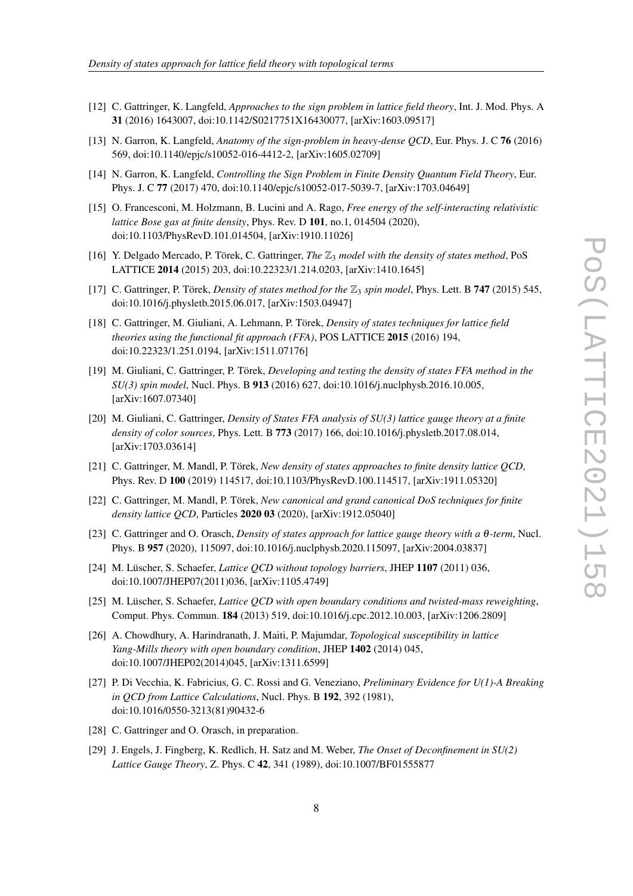[12] C. Gattringer, K. Langfeld, *Approaches to the sign problem in lattice field theory*, Int. J. Mod. Phys. A **31** (2016) 1643007, doi:10.1142/S0217751X16430077, [arXiv:1603.09517]

[13] N. Garron, K. Langfeld, *Anatomy of the sign-problem in heavy-dense QCD*, Eur. Phys. J. C **76** (2016) 569, doi:10.1140/epjc/s10052-016-4412-2, [arXiv:1605.02709]

[14] N. Garron, K. Langfeld, *Controlling the Sign Problem in Finite Density Quantum Field Theory*, Eur. Phys. J. C **77** (2017) 470, doi:10.1140/epjc/s10052-017-5039-7, [arXiv:1703.04649]

[15] O. Francesconi, M. Holzmann, B. Lucini and A. Rago, *Free energy of the self-interacting relativistic lattice Bose gas at finite density*, Phys. Rev. D **101**, no.1, 014504 (2020), doi:10.1103/PhysRevD.101.014504, [arXiv:1910.11026]

[16] Y. Delgado Mercado, P. Törek, C. Gattringer, *The $\mathbb{Z}_3$ model with the density of states method*, PoS LATTICE **2014** (2015) 203, doi:10.22323/1.214.0203, [arXiv:1410.1645]

[17] C. Gattringer, P. Törek, *Density of states method for the $\mathbb{Z}_3$ spin model*, Phys. Lett. B **747** (2015) 545, doi:10.1016/j.physletb.2015.06.017, [arXiv:1503.04947]

[18] C. Gattringer, M. Giuliani, A. Lehmann, P. Törek, *Density of states techniques for lattice field theories using the functional fit approach (FFA)*, POS LATTICE **2015** (2016) 194, doi:10.22323/1.251.0194, [arXiv:1511.07176]

[19] M. Giuliani, C. Gattringer, P. Törek, *Developing and testing the density of states FFA method in the SU(3) spin model*, Nucl. Phys. B **913** (2016) 627, doi:10.1016/j.nuclphysb.2016.10.005, [arXiv:1607.07340]

[20] M. Giuliani, C. Gattringer, *Density of States FFA analysis of SU(3) lattice gauge theory at a finite density of color sources*, Phys. Lett. B **773** (2017) 166, doi:10.1016/j.physletb.2017.08.014, [arXiv:1703.03614]

[21] C. Gattringer, M. Mandl, P. Törek, *New density of states approaches to finite density lattice QCD*, Phys. Rev. D **100** (2019) 114517, doi:10.1103/PhysRevD.100.114517, [arXiv:1911.05320]

[22] C. Gattringer, M. Mandl, P. Törek, *New canonical and grand canonical DoS techniques for finite density lattice QCD*, Particles **2020 03** (2020), [arXiv:1912.05040]

[23] C. Gattringer and O. Orasch, *Density of states approach for lattice gauge theory with a $\theta$-term*, Nucl. Phys. B **957** (2020), 115097, doi:10.1016/j.nuclphysb.2020.115097, [arXiv:2004.03837]

[24] M. Lüscher, S. Schaefer, *Lattice QCD without topology barriers*, JHEP **1107** (2011) 036, doi:10.1007/JHEP07(2011)036, [arXiv:1105.4749]

[25] M. Lüscher, S. Schaefer, *Lattice QCD with open boundary conditions and twisted-mass reweighting*, Comput. Phys. Commun. **184** (2013) 519, doi:10.1016/j.cpc.2012.10.003, [arXiv:1206.2809]

[26] A. Chowdhury, A. Harindranath, J. Maiti, P. Majumdar, *Topological susceptibility in lattice Yang-Mills theory with open boundary condition*, JHEP **1402** (2014) 045, doi:10.1007/JHEP02(2014)045, [arXiv:1311.6599]

[27] P. Di Vecchia, K. Fabricius, G. C. Rossi and G. Veneziano, *Preliminary Evidence for U(1)-A Breaking in QCD from Lattice Calculations*, Nucl. Phys. B **192**, 392 (1981), doi:10.1016/0550-3213(81)90432-6

[28] C. Gattringer and O. Orasch, in preparation.

[29] J. Engels, J. Fingberg, K. Redlich, H. Satz and M. Weber, *The Onset of Deconfinement in SU(2) Lattice Gauge Theory*, Z. Phys. C **42**, 341 (1989), doi:10.1007/BF01555877